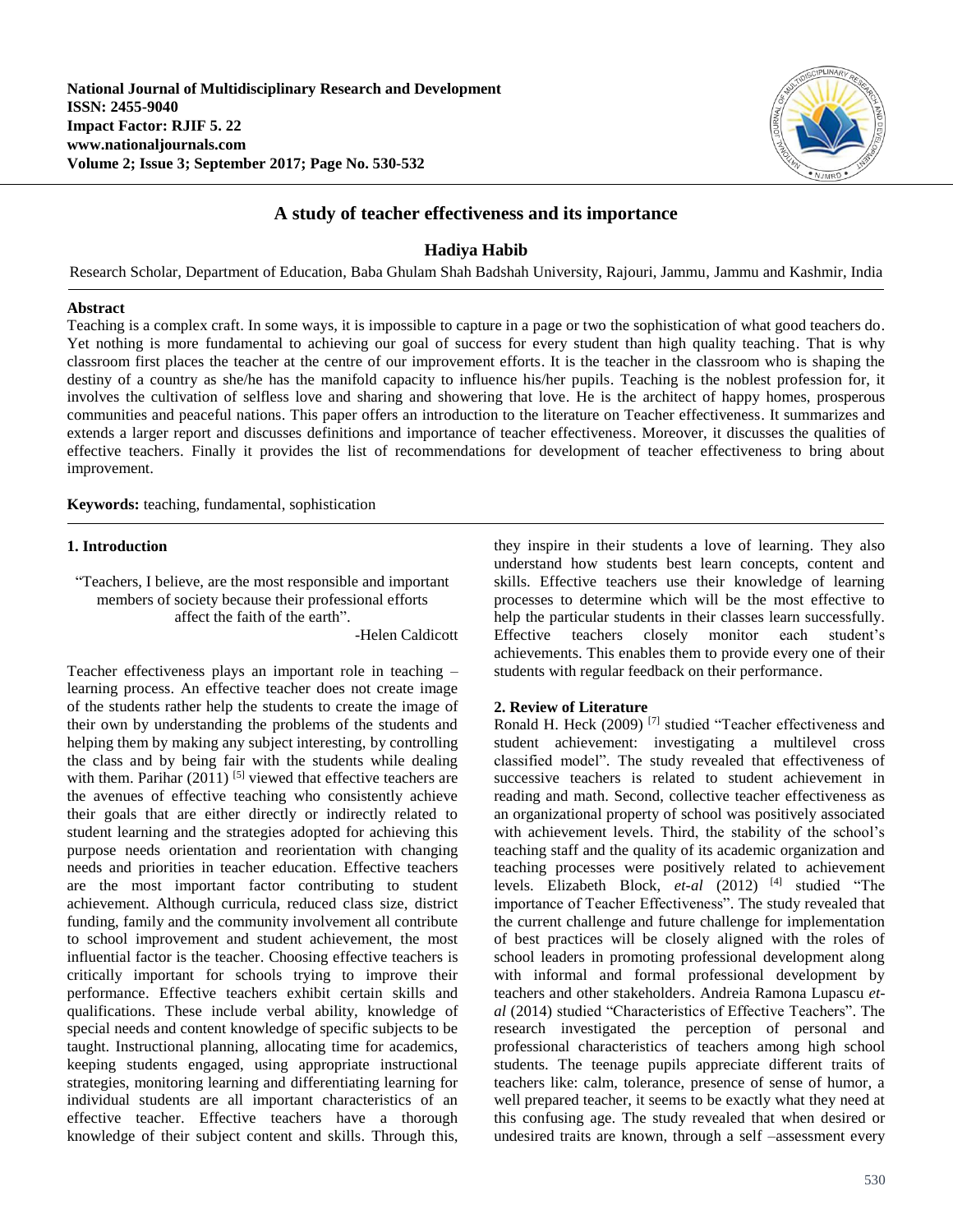# A study of teacher effectiveness and its importance

**Hadiya Habib**

Research Scholar, Department of Education, Baba Ghulam Shah Badshah University, Rajouri, Jammu, Jammu and Kashmir, India

**Abstract**

Teaching is a complex craft. In some ways, it is impossible to capture in a page or two the sophistication of what good teachers do. Yet nothing is more fundamental to achieving our goal of success for every student than high quality teaching. That is why classroom first places the teacher at the centre of our improvement efforts. It is the teacher in the classroom who is shaping the destiny of a country as she/he has the manifold capacity to influence his/her pupils. Teaching is the noblest profession for, it involves the cultivation of selfless love and sharing and showering that love. He is the architect of happy homes, prosperous communities and peaceful nations. This paper offers an introduction to the literature on Teacher effectiveness. It summarizes and extends a larger report and discusses definitions and importance of teacher effectiveness. Moreover, it discusses the qualities of effective teachers. Finally it provides the list of recommendations for development of teacher effectiveness to bring about improvement.

**Keywords:** teaching, fundamental, sophistication

## 1. Introduction

> "Teachers, I believe, are the most responsible and important members of society because their professional efforts affect the faith of the earth".
>
> -Helen Caldicott

Teacher effectiveness plays an important role in teaching – learning process. An effective teacher does not create image of the students rather help the students to create the image of their own by understanding the problems of the students and helping them by making any subject interesting, by controlling the class and by being fair with the students while dealing with them. Parihar (2011) [5] viewed that effective teachers are the avenues of effective teaching who consistently achieve their goals that are either directly or indirectly related to student learning and the strategies adopted for achieving this purpose needs orientation and reorientation with changing needs and priorities in teacher education. Effective teachers are the most important factor contributing to student achievement. Although curricula, reduced class size, district funding, family and the community involvement all contribute to school improvement and student achievement, the most influential factor is the teacher. Choosing effective teachers is critically important for schools trying to improve their performance. Effective teachers exhibit certain skills and qualifications. These include verbal ability, knowledge of special needs and content knowledge of specific subjects to be taught. Instructional planning, allocating time for academics, keeping students engaged, using appropriate instructional strategies, monitoring learning and differentiating learning for individual students are all important characteristics of an effective teacher. Effective teachers have a thorough knowledge of their subject content and skills. Through this, they inspire in their students a love of learning. They also understand how students best learn concepts, content and skills. Effective teachers use their knowledge of learning processes to determine which will be the most effective to help the particular students in their classes learn successfully. Effective teachers closely monitor each student's achievements. This enables them to provide every one of their students with regular feedback on their performance.

## 2. Review of Literature

Ronald H. Heck (2009) [7] studied "Teacher effectiveness and student achievement: investigating a multilevel cross classified model". The study revealed that effectiveness of successive teachers is related to student achievement in reading and math. Second, collective teacher effectiveness as an organizational property of school was positively associated with achievement levels. Third, the stability of the school's teaching staff and the quality of its academic organization and teaching processes were positively related to achievement levels. Elizabeth Block, *et-al* (2012) [4] studied "The importance of Teacher Effectiveness". The study revealed that the current challenge and future challenge for implementation of best practices will be closely aligned with the roles of school leaders in promoting professional development along with informal and formal professional development by teachers and other stakeholders. Andreia Ramona Lupascu *et-al* (2014) studied "Characteristics of Effective Teachers". The research investigated the perception of personal and professional characteristics of teachers among high school students. The teenage pupils appreciate different traits of teachers like: calm, tolerance, presence of sense of humor, a well prepared teacher, it seems to be exactly what they need at this confusing age. The study revealed that when desired or undesired traits are known, through a self –assessment every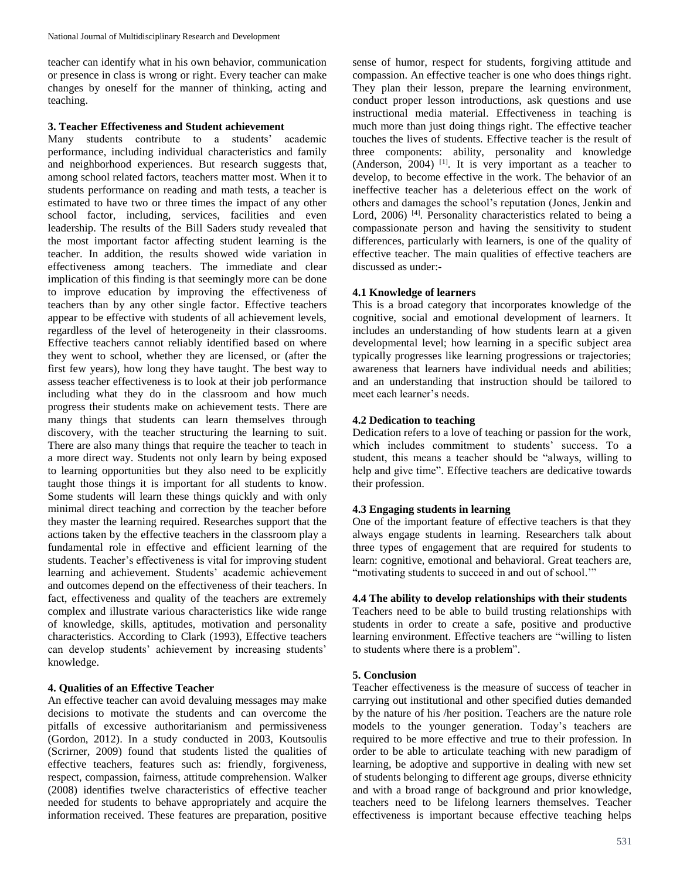teacher can identify what in his own behavior, communication or presence in class is wrong or right. Every teacher can make changes by oneself for the manner of thinking, acting and teaching.

### 3. Teacher Effectiveness and Student achievement

Many students contribute to a students' academic performance, including individual characteristics and family and neighborhood experiences. But research suggests that, among school related factors, teachers matter most. When it to students performance on reading and math tests, a teacher is estimated to have two or three times the impact of any other school factor, including, services, facilities and even leadership. The results of the Bill Saders study revealed that the most important factor affecting student learning is the teacher. In addition, the results showed wide variation in effectiveness among teachers. The immediate and clear implication of this finding is that seemingly more can be done to improve education by improving the effectiveness of teachers than by any other single factor. Effective teachers appear to be effective with students of all achievement levels, regardless of the level of heterogeneity in their classrooms. Effective teachers cannot reliably identified based on where they went to school, whether they are licensed, or (after the first few years), how long they have taught. The best way to assess teacher effectiveness is to look at their job performance including what they do in the classroom and how much progress their students make on achievement tests. There are many things that students can learn themselves through discovery, with the teacher structuring the learning to suit. There are also many things that require the teacher to teach in a more direct way. Students not only learn by being exposed to learning opportunities but they also need to be explicitly taught those things it is important for all students to know. Some students will learn these things quickly and with only minimal direct teaching and correction by the teacher before they master the learning required. Researches support that the actions taken by the effective teachers in the classroom play a fundamental role in effective and efficient learning of the students. Teacher's effectiveness is vital for improving student learning and achievement. Students' academic achievement and outcomes depend on the effectiveness of their teachers. In fact, effectiveness and quality of the teachers are extremely complex and illustrate various characteristics like wide range of knowledge, skills, aptitudes, motivation and personality characteristics. According to Clark (1993), Effective teachers can develop students' achievement by increasing students' knowledge.

### 4. Qualities of an Effective Teacher

An effective teacher can avoid devaluing messages may make decisions to motivate the students and can overcome the pitfalls of excessive authoritarianism and permissiveness (Gordon, 2012). In a study conducted in 2003, Koutsoulis (Scrirner, 2009) found that students listed the qualities of effective teachers, features such as: friendly, forgiveness, respect, compassion, fairness, attitude comprehension. Walker (2008) identifies twelve characteristics of effective teacher needed for students to behave appropriately and acquire the information received. These features are preparation, positive sense of humor, respect for students, forgiving attitude and compassion. An effective teacher is one who does things right. They plan their lesson, prepare the learning environment, conduct proper lesson introductions, ask questions and use instructional media material. Effectiveness in teaching is much more than just doing things right. The effective teacher touches the lives of students. Effective teacher is the result of three components: ability, personality and knowledge (Anderson, 2004) [1]. It is very important as a teacher to develop, to become effective in the work. The behavior of an ineffective teacher has a deleterious effect on the work of others and damages the school's reputation (Jones, Jenkin and Lord, 2006) [4]. Personality characteristics related to being a compassionate person and having the sensitivity to student differences, particularly with learners, is one of the quality of effective teacher. The main qualities of effective teachers are discussed as under:-

#### 4.1 Knowledge of learners

This is a broad category that incorporates knowledge of the cognitive, social and emotional development of learners. It includes an understanding of how students learn at a given developmental level; how learning in a specific subject area typically progresses like learning progressions or trajectories; awareness that learners have individual needs and abilities; and an understanding that instruction should be tailored to meet each learner's needs.

#### 4.2 Dedication to teaching

Dedication refers to a love of teaching or passion for the work, which includes commitment to students' success. To a student, this means a teacher should be "always, willing to help and give time". Effective teachers are dedicative towards their profession.

#### 4.3 Engaging students in learning

One of the important feature of effective teachers is that they always engage students in learning. Researchers talk about three types of engagement that are required for students to learn: cognitive, emotional and behavioral. Great teachers are, "motivating students to succeed in and out of school.'"

#### 4.4 The ability to develop relationships with their students

Teachers need to be able to build trusting relationships with students in order to create a safe, positive and productive learning environment. Effective teachers are "willing to listen to students where there is a problem".

### 5. Conclusion

Teacher effectiveness is the measure of success of teacher in carrying out institutional and other specified duties demanded by the nature of his /her position. Teachers are the nature role models to the younger generation. Today's teachers are required to be more effective and true to their profession. In order to be able to articulate teaching with new paradigm of learning, be adoptive and supportive in dealing with new set of students belonging to different age groups, diverse ethnicity and with a broad range of background and prior knowledge, teachers need to be lifelong learners themselves. Teacher effectiveness is important because effective teaching helps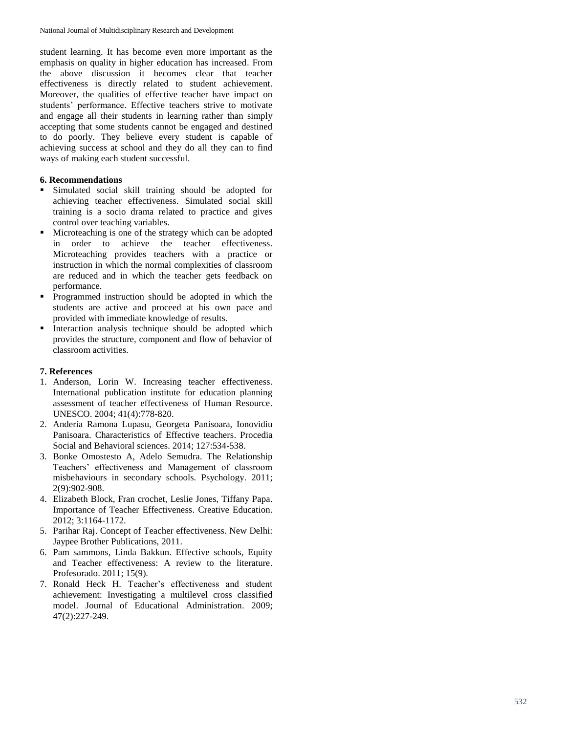student learning. It has become even more important as the emphasis on quality in higher education has increased. From the above discussion it becomes clear that teacher effectiveness is directly related to student achievement. Moreover, the qualities of effective teacher have impact on students' performance. Effective teachers strive to motivate and engage all their students in learning rather than simply accepting that some students cannot be engaged and destined to do poorly. They believe every student is capable of achieving success at school and they do all they can to find ways of making each student successful.

## 6. Recommendations

- Simulated social skill training should be adopted for achieving teacher effectiveness. Simulated social skill training is a socio drama related to practice and gives control over teaching variables.
- Microteaching is one of the strategy which can be adopted in order to achieve the teacher effectiveness. Microteaching provides teachers with a practice or instruction in which the normal complexities of classroom are reduced and in which the teacher gets feedback on performance.
- Programmed instruction should be adopted in which the students are active and proceed at his own pace and provided with immediate knowledge of results.
- Interaction analysis technique should be adopted which provides the structure, component and flow of behavior of classroom activities.

## 7. References

1. Anderson, Lorin W. Increasing teacher effectiveness. International publication institute for education planning assessment of teacher effectiveness of Human Resource. UNESCO. 2004; 41(4):778-820.
2. Anderia Ramona Lupasu, Georgeta Panisoara, Ionovidiu Panisoara. Characteristics of Effective teachers. Procedia Social and Behavioral sciences. 2014; 127:534-538.
3. Bonke Omostesto A, Adelo Semudra. The Relationship Teachers' effectiveness and Management of classroom misbehaviours in secondary schools. Psychology. 2011; 2(9):902-908.
4. Elizabeth Block, Fran crochet, Leslie Jones, Tiffany Papa. Importance of Teacher Effectiveness. Creative Education. 2012; 3:1164-1172.
5. Parihar Raj. Concept of Teacher effectiveness. New Delhi: Jaypee Brother Publications, 2011.
6. Pam sammons, Linda Bakkun. Effective schools, Equity and Teacher effectiveness: A review to the literature. Profesorado. 2011; 15(9).
7. Ronald Heck H. Teacher's effectiveness and student achievement: Investigating a multilevel cross classified model. Journal of Educational Administration. 2009; 47(2):227-249.